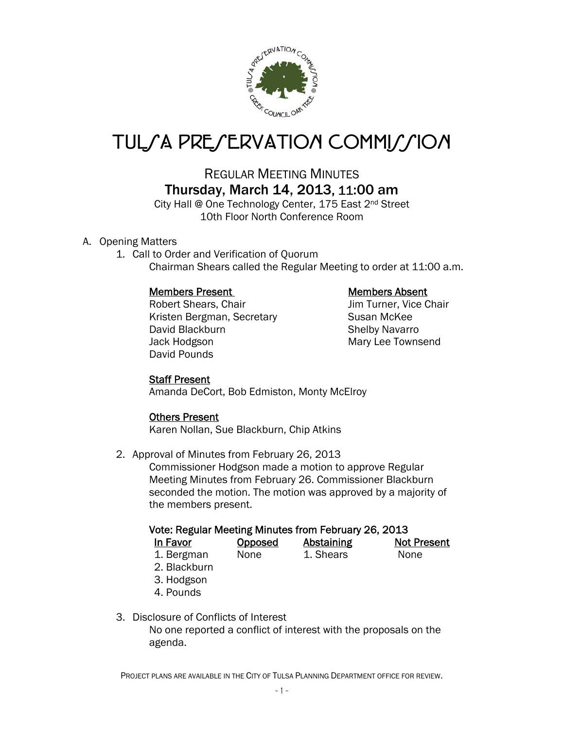# TULSA PRESERVATION COMMISSION

## REGULAR MEETING MINUTES

### Thursday, March 14, 2013, 11:00 am

City Hall @ One Technology Center, 175 East 2nd Street
10th Floor North Conference Room

A. Opening Matters

1. Call to Order and Verification of Quorum

   Chairman Shears called the Regular Meeting to order at 11:00 a.m.

   **Members Present**
   Robert Shears, Chair
   Kristen Bergman, Secretary
   David Blackburn
   Jack Hodgson
   David Pounds

   **Members Absent**
   Jim Turner, Vice Chair
   Susan McKee
   Shelby Navarro
   Mary Lee Townsend

   **Staff Present**
   Amanda DeCort, Bob Edmiston, Monty McElroy

   **Others Present**
   Karen Nollan, Sue Blackburn, Chip Atkins

2. Approval of Minutes from February 26, 2013

   Commissioner Hodgson made a motion to approve Regular Meeting Minutes from February 26. Commissioner Blackburn seconded the motion. The motion was approved by a majority of the members present.

   **Vote: Regular Meeting Minutes from February 26, 2013**

   | In Favor | Opposed | Abstaining | Not Present |
   |---|---|---|---|
   | 1. Bergman | None | 1. Shears | None |
   | 2. Blackburn | | | |
   | 3. Hodgson | | | |
   | 4. Pounds | | | |

3. Disclosure of Conflicts of Interest

   No one reported a conflict of interest with the proposals on the agenda.

PROJECT PLANS ARE AVAILABLE IN THE CITY OF TULSA PLANNING DEPARTMENT OFFICE FOR REVIEW.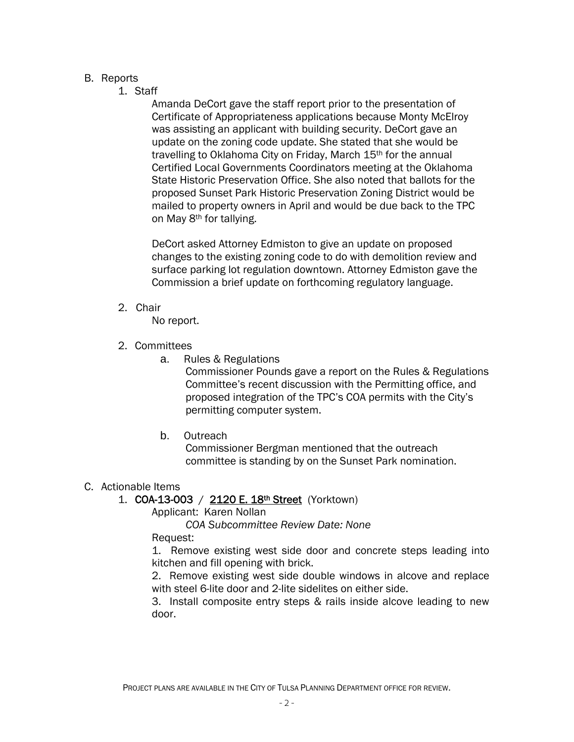B. Reports

1. Staff

   Amanda DeCort gave the staff report prior to the presentation of Certificate of Appropriateness applications because Monty McElroy was assisting an applicant with building security. DeCort gave an update on the zoning code update. She stated that she would be travelling to Oklahoma City on Friday, March 15th for the annual Certified Local Governments Coordinators meeting at the Oklahoma State Historic Preservation Office. She also noted that ballots for the proposed Sunset Park Historic Preservation Zoning District would be mailed to property owners in April and would be due back to the TPC on May 8th for tallying.

   DeCort asked Attorney Edmiston to give an update on proposed changes to the existing zoning code to do with demolition review and surface parking lot regulation downtown. Attorney Edmiston gave the Commission a brief update on forthcoming regulatory language.

2. Chair

   No report.

2. Committees

   a. Rules & Regulations

      Commissioner Pounds gave a report on the Rules & Regulations Committee's recent discussion with the Permitting office, and proposed integration of the TPC's COA permits with the City's permitting computer system.

   b. Outreach

      Commissioner Bergman mentioned that the outreach committee is standing by on the Sunset Park nomination.

C. Actionable Items

1. **COA-13-003** / **2120 E. 18th Street** (Yorktown)

   Applicant: Karen Nollan

   *COA Subcommittee Review Date: None*

   Request:

   1. Remove existing west side door and concrete steps leading into kitchen and fill opening with brick.
   2. Remove existing west side double windows in alcove and replace with steel 6-lite door and 2-lite sidelites on either side.
   3. Install composite entry steps & rails inside alcove leading to new door.

PROJECT PLANS ARE AVAILABLE IN THE CITY OF TULSA PLANNING DEPARTMENT OFFICE FOR REVIEW.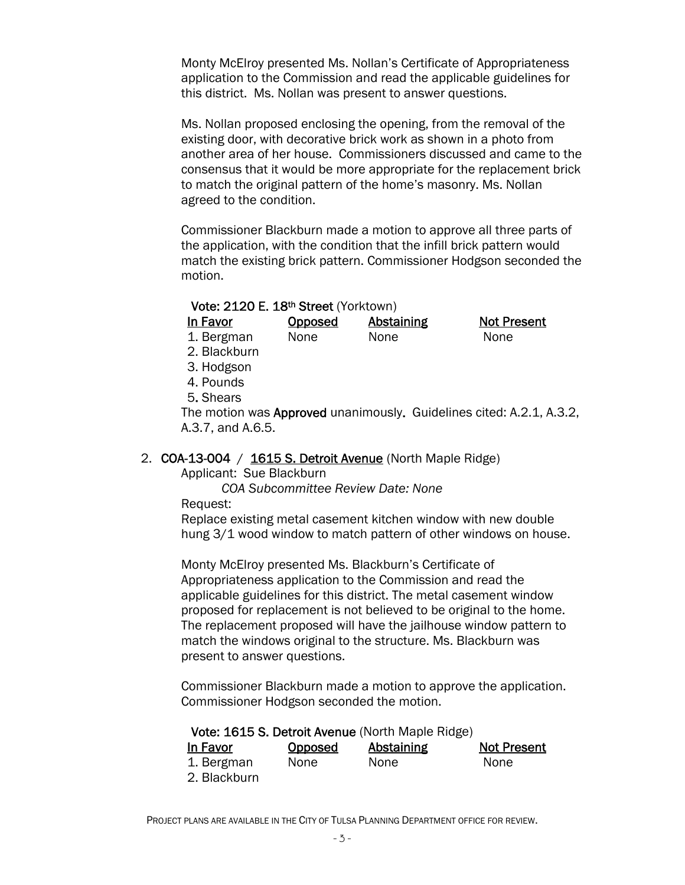Monty McElroy presented Ms. Nollan's Certificate of Appropriateness application to the Commission and read the applicable guidelines for this district. Ms. Nollan was present to answer questions.

Ms. Nollan proposed enclosing the opening, from the removal of the existing door, with decorative brick work as shown in a photo from another area of her house. Commissioners discussed and came to the consensus that it would be more appropriate for the replacement brick to match the original pattern of the home's masonry. Ms. Nollan agreed to the condition.

Commissioner Blackburn made a motion to approve all three parts of the application, with the condition that the infill brick pattern would match the existing brick pattern. Commissioner Hodgson seconded the motion.

**Vote: 2120 E. 18th Street** (Yorktown)

| In Favor | Opposed | Abstaining | Not Present |
|---|---|---|---|
| 1. Bergman | None | None | None |
| 2. Blackburn | | | |
| 3. Hodgson | | | |
| 4. Pounds | | | |
| 5. Shears | | | |

The motion was **Approved** unanimously. Guidelines cited: A.2.1, A.3.2, A.3.7, and A.6.5.

2. **COA-13-004** / 1615 S. Detroit Avenue (North Maple Ridge)

Applicant: Sue Blackburn

*COA Subcommittee Review Date: None*

Request:

Replace existing metal casement kitchen window with new double hung 3/1 wood window to match pattern of other windows on house.

Monty McElroy presented Ms. Blackburn's Certificate of Appropriateness application to the Commission and read the applicable guidelines for this district. The metal casement window proposed for replacement is not believed to be original to the home. The replacement proposed will have the jailhouse window pattern to match the windows original to the structure. Ms. Blackburn was present to answer questions.

Commissioner Blackburn made a motion to approve the application. Commissioner Hodgson seconded the motion.

**Vote: 1615 S. Detroit Avenue** (North Maple Ridge)

| In Favor | Opposed | Abstaining | Not Present |
|---|---|---|---|
| 1. Bergman | None | None | None |
| 2. Blackburn | | | |

PROJECT PLANS ARE AVAILABLE IN THE CITY OF TULSA PLANNING DEPARTMENT OFFICE FOR REVIEW.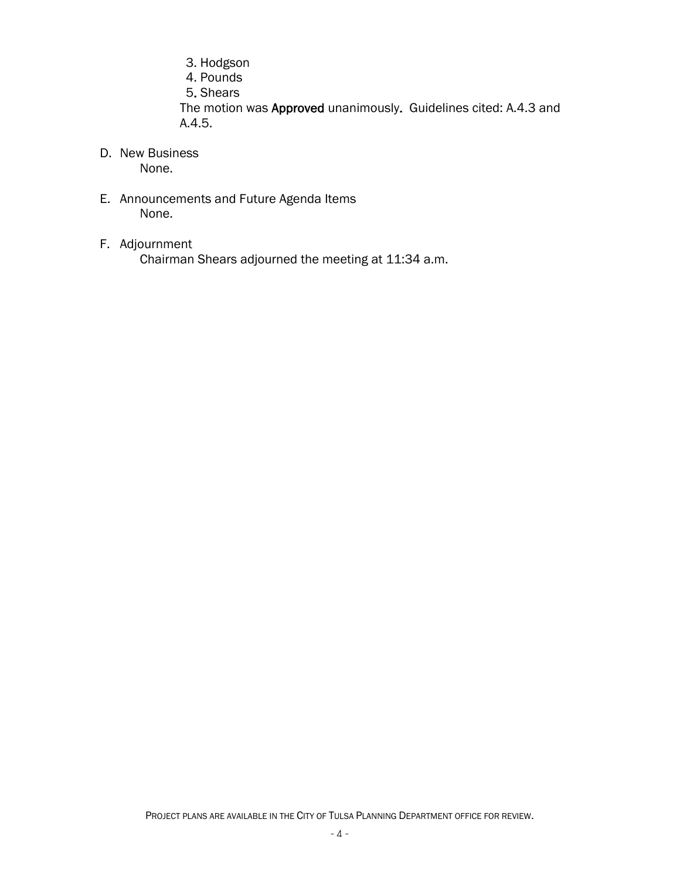3. Hodgson
4. Pounds
5. Shears

The motion was **Approved** unanimously. Guidelines cited: A.4.3 and A.4.5.

D. New Business

None.

E. Announcements and Future Agenda Items

None.

F. Adjournment

Chairman Shears adjourned the meeting at 11:34 a.m.

PROJECT PLANS ARE AVAILABLE IN THE CITY OF TULSA PLANNING DEPARTMENT OFFICE FOR REVIEW.